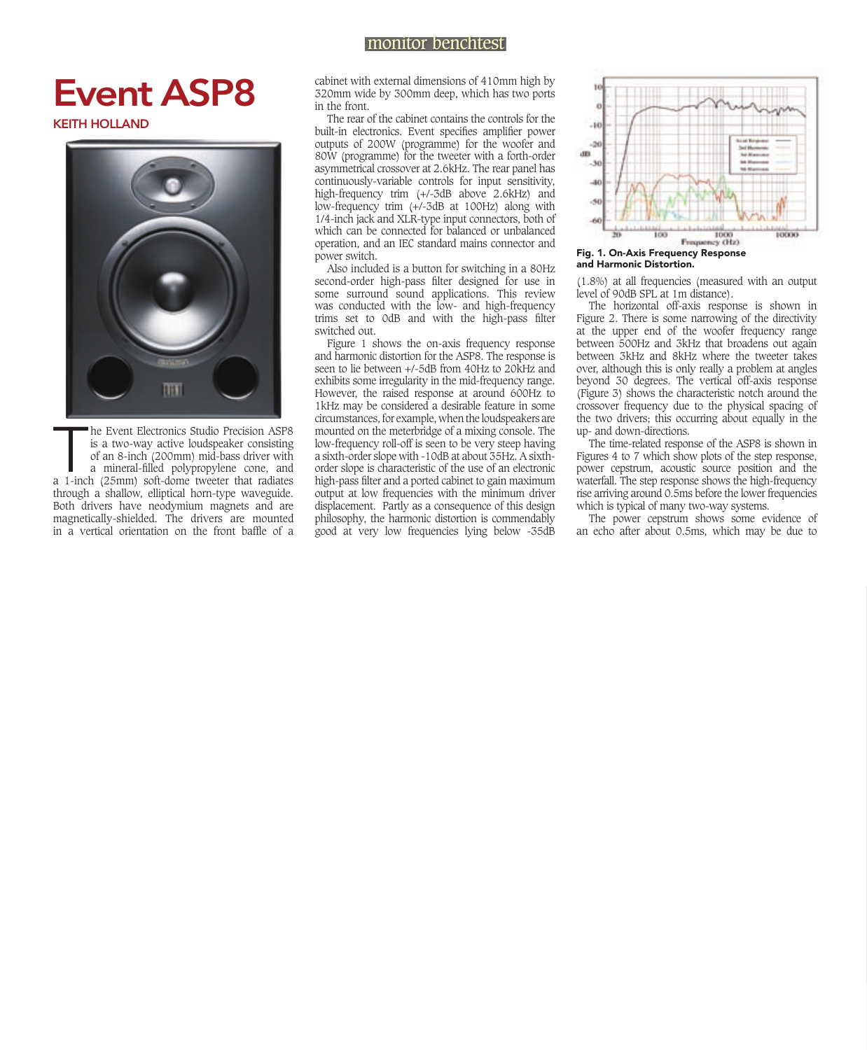# Event ASP8

**KEITH HOLLAND**

The Event Electronics Studio Precision ASP8 is a two-way active loudspeaker consisting of an 8-inch (200mm) mid-bass driver with a mineral-filled polypropylene cone, and a 1-inch (25mm) soft-dome tweeter that radiates through a shallow, elliptical horn-type waveguide. Both drivers have neodymium magnets and are magnetically-shielded. The drivers are mounted in a vertical orientation on the front baffle of a cabinet with external dimensions of 410mm high by 320mm wide by 300mm deep, which has two ports in the front.

The rear of the cabinet contains the controls for the built-in electronics. Event specifies amplifier power outputs of 200W (programme) for the woofer and 80W (programme) for the tweeter with a forth-order asymmetrical crossover at 2.6kHz. The rear panel has continuously-variable controls for input sensitivity, high-frequency trim (+/-3dB above 2.6kHz) and low-frequency trim (+/-3dB at 100Hz) along with 1/4-inch jack and XLR-type input connectors, both of which can be connected for balanced or unbalanced operation, and an IEC standard mains connector and power switch.

Also included is a button for switching in a 80Hz second-order high-pass filter designed for use in some surround sound applications. This review was conducted with the low- and high-frequency trims set to 0dB and with the high-pass filter switched out.

Figure 1 shows the on-axis frequency response and harmonic distortion for the ASP8. The response is seen to lie between +/-5dB from 40Hz to 20kHz and exhibits some irregularity in the mid-frequency range. However, the raised response at around 600Hz to 1kHz may be considered a desirable feature in some circumstances, for example, when the loudspeakers are mounted on the meterbridge of a mixing console. The low-frequency roll-off is seen to be very steep having a sixth-order slope with -10dB at about 35Hz. A sixth-order slope is characteristic of the use of an electronic high-pass filter and a ported cabinet to gain maximum output at low frequencies with the minimum driver displacement. Partly as a consequence of this design philosophy, the harmonic distortion is commendably good at very low frequencies lying below -35dB (1.8%) at all frequencies (measured with an output level of 90dB SPL at 1m distance).

**Fig. 1. On-Axis Frequency Response and Harmonic Distortion.**

The horizontal off-axis response is shown in Figure 2. There is some narrowing of the directivity at the upper end of the woofer frequency range between 500Hz and 3kHz that broadens out again between 3kHz and 8kHz where the tweeter takes over, although this is only really a problem at angles beyond 30 degrees. The vertical off-axis response (Figure 3) shows the characteristic notch around the crossover frequency due to the physical spacing of the two drivers; this occurring about equally in the up- and down-directions.

The time-related response of the ASP8 is shown in Figures 4 to 7 which show plots of the step response, power cepstrum, acoustic source position and the waterfall. The step response shows the high-frequency rise arriving around 0.5ms before the lower frequencies which is typical of many two-way systems.

The power cepstrum shows some evidence of an echo after about 0.5ms, which may be due to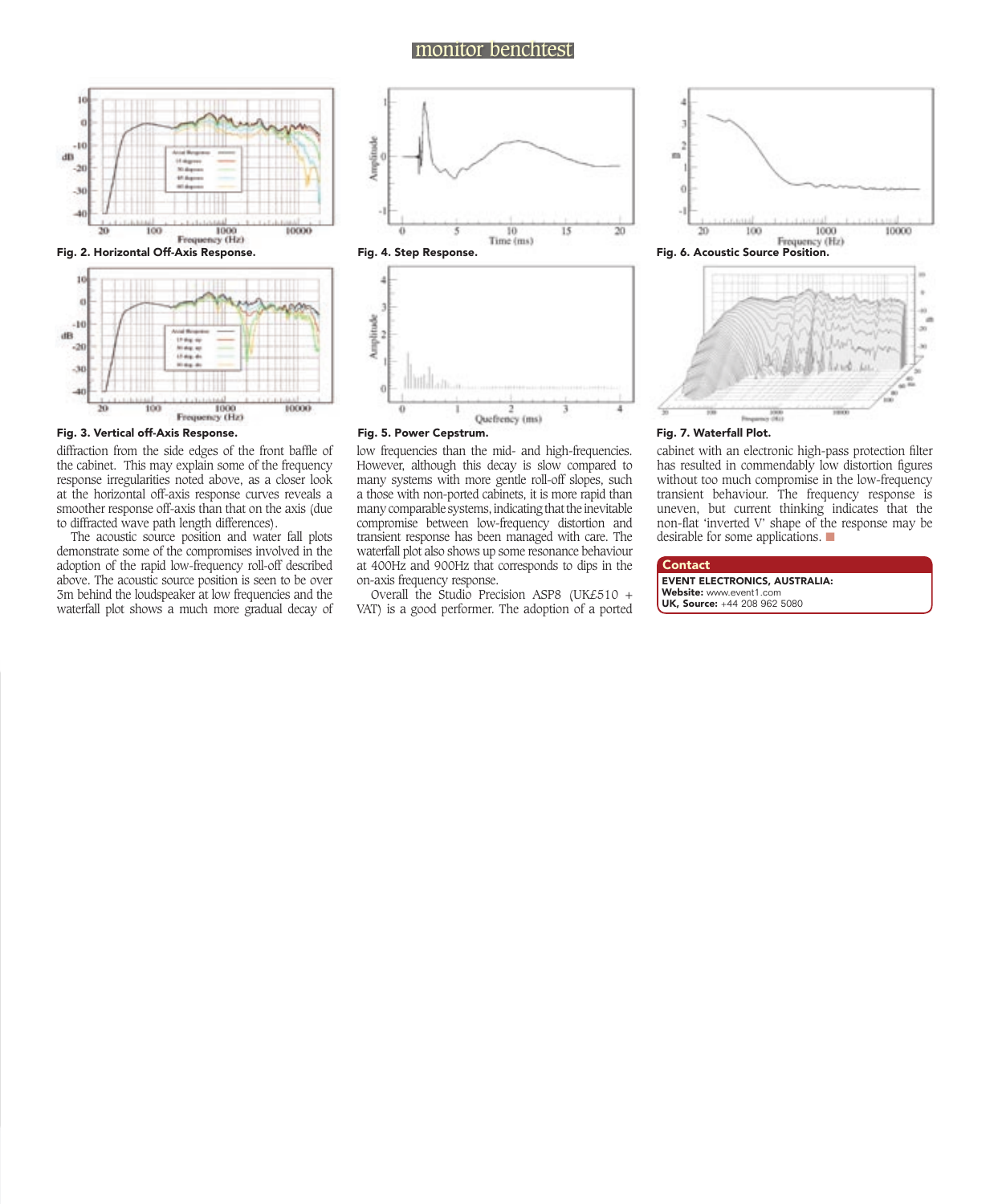10
0
-10
dB
-20
-30
-40
20
100
1000
10000
Frequency (Hz)

Axial Response
15 degrees
30 degrees
45 degrees
60 degrees

Fig. 2. Horizontal Off-Axis Response.

1
0
-1
Amplitude
0
5
10
15
20
Time (ms)

Fig. 4. Step Response.

4
3
2
1
0
-1
20
100
1000
10000
Frequency (Hz)

Fig. 6. Acoustic Source Position.

10
0
-10
dB
-20
-30
-40
20
100
1000
10000
Frequency (Hz)

Axial Response
15 deg. up
30 deg. up
15 deg. dn
30 deg. dn

Fig. 3. Vertical off-Axis Response.

4
3
2
1
0
Amplitude
0
1
2
3
4
Quefrency (ms)

Fig. 5. Power Cepstrum.

Fig. 7. Waterfall Plot.

diffraction from the side edges of the front baffle of the cabinet. This may explain some of the frequency response irregularities noted above, as a closer look at the horizontal off-axis response curves reveals a smoother response off-axis than that on the axis (due to diffracted wave path length differences).

The acoustic source position and water fall plots demonstrate some of the compromises involved in the adoption of the rapid low-frequency roll-off described above. The acoustic source position is seen to be over 3m behind the loudspeaker at low frequencies and the waterfall plot shows a much more gradual decay of low frequencies than the mid- and high-frequencies. However, although this decay is slow compared to many systems with more gentle roll-off slopes, such a those with non-ported cabinets, it is more rapid than many comparable systems, indicating that the inevitable compromise between low-frequency distortion and transient response has been managed with care. The waterfall plot also shows up some resonance behaviour at 400Hz and 900Hz that corresponds to dips in the on-axis frequency response.

Overall the Studio Precision ASP8 (UK£510 + VAT) is a good performer. The adoption of a ported cabinet with an electronic high-pass protection filter has resulted in commendably low distortion figures without too much compromise in the low-frequency transient behaviour. The frequency response is uneven, but current thinking indicates that the non-flat 'inverted V' shape of the response may be desirable for some applications. ■

## Contact

**EVENT ELECTRONICS, AUSTRALIA:**
**Website:** www.event1.com
**UK, Source:** +44 208 962 5080